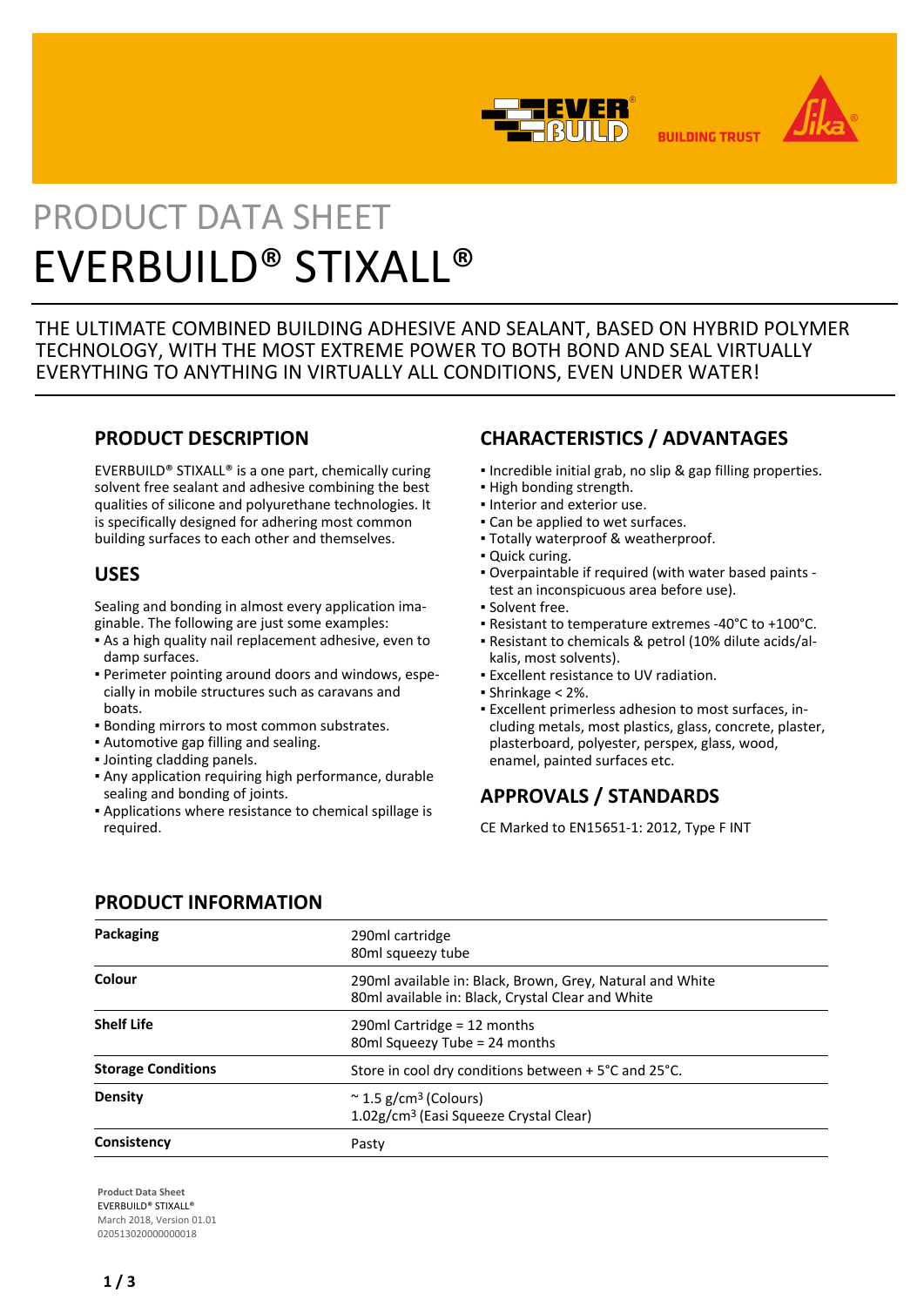PRODUCT DATA SHEET

# EVERBUILD® STIXALL®

THE ULTIMATE COMBINED BUILDING ADHESIVE AND SEALANT, BASED ON HYBRID POLYMER TECHNOLOGY, WITH THE MOST EXTREME POWER TO BOTH BOND AND SEAL VIRTUALLY EVERYTHING TO ANYTHING IN VIRTUALLY ALL CONDITIONS, EVEN UNDER WATER!

## PRODUCT DESCRIPTION

EVERBUILD® STIXALL® is a one part, chemically curing solvent free sealant and adhesive combining the best qualities of silicone and polyurethane technologies. It is specifically designed for adhering most common building surfaces to each other and themselves.

## USES

Sealing and bonding in almost every application imaginable. The following are just some examples:

- As a high quality nail replacement adhesive, even to damp surfaces.
- Perimeter pointing around doors and windows, especially in mobile structures such as caravans and boats.
- Bonding mirrors to most common substrates.
- Automotive gap filling and sealing.
- Jointing cladding panels.
- Any application requiring high performance, durable sealing and bonding of joints.
- Applications where resistance to chemical spillage is required.

## CHARACTERISTICS / ADVANTAGES

- Incredible initial grab, no slip & gap filling properties.
- High bonding strength.
- Interior and exterior use.
- Can be applied to wet surfaces.
- Totally waterproof & weatherproof.
- Quick curing.
- Overpaintable if required (with water based paints - test an inconspicuous area before use).
- Solvent free.
- Resistant to temperature extremes -40°C to +100°C.
- Resistant to chemicals & petrol (10% dilute acids/alkalis, most solvents).
- Excellent resistance to UV radiation.
- Shrinkage < 2%.
- Excellent primerless adhesion to most surfaces, including metals, most plastics, glass, concrete, plaster, plasterboard, polyester, perspex, glass, wood, enamel, painted surfaces etc.

## APPROVALS / STANDARDS

CE Marked to EN15651-1: 2012, Type F INT

## PRODUCT INFORMATION

| | |
|---|---|
| **Packaging** | 290ml cartridge<br>80ml squeezy tube |
| **Colour** | 290ml available in: Black, Brown, Grey, Natural and White<br>80ml available in: Black, Crystal Clear and White |
| **Shelf Life** | 290ml Cartridge = 12 months<br>80ml Squeezy Tube = 24 months |
| **Storage Conditions** | Store in cool dry conditions between + 5°C and 25°C. |
| **Density** | ~ 1.5 g/cm$^3$ (Colours)<br>1.02g/cm$^3$ (Easi Squeeze Crystal Clear) |
| **Consistency** | Pasty |

**Product Data Sheet**
EVERBUILD® STIXALL®
March 2018, Version 01.01
020513020000000018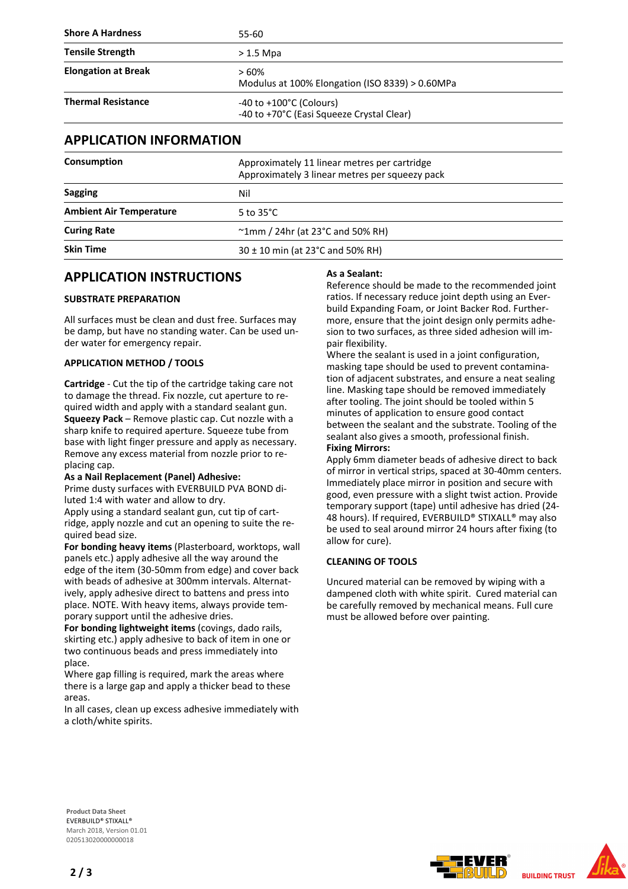| | |
|---|---|
| **Shore A Hardness** | 55-60 |
| **Tensile Strength** | > 1.5 Mpa |
| **Elongation at Break** | > 60%<br>Modulus at 100% Elongation (ISO 8339) > 0.60MPa |
| **Thermal Resistance** | -40 to +100°C (Colours)<br>-40 to +70°C (Easi Squeeze Crystal Clear) |

## APPLICATION INFORMATION

| | |
|---|---|
| **Consumption** | Approximately 11 linear metres per cartridge<br>Approximately 3 linear metres per squeezy pack |
| **Sagging** | Nil |
| **Ambient Air Temperature** | 5 to 35°C |
| **Curing Rate** | ~1mm / 24hr (at 23°C and 50% RH) |
| **Skin Time** | 30 ± 10 min (at 23°C and 50% RH) |

## APPLICATION INSTRUCTIONS

### SUBSTRATE PREPARATION

All surfaces must be clean and dust free. Surfaces may be damp, but have no standing water. Can be used under water for emergency repair.

### APPLICATION METHOD / TOOLS

**Cartridge** - Cut the tip of the cartridge taking care not to damage the thread. Fix nozzle, cut aperture to required width and apply with a standard sealant gun.
**Squeezy Pack** – Remove plastic cap. Cut nozzle with a sharp knife to required aperture. Squeeze tube from base with light finger pressure and apply as necessary. Remove any excess material from nozzle prior to replacing cap.
**As a Nail Replacement (Panel) Adhesive:**
Prime dusty surfaces with EVERBUILD PVA BOND diluted 1:4 with water and allow to dry.
Apply using a standard sealant gun, cut tip of cartridge, apply nozzle and cut an opening to suite the required bead size.
**For bonding heavy items** (Plasterboard, worktops, wall panels etc.) apply adhesive all the way around the edge of the item (30-50mm from edge) and cover back with beads of adhesive at 300mm intervals. Alternatively, apply adhesive direct to battens and press into place. NOTE. With heavy items, always provide temporary support until the adhesive dries.
**For bonding lightweight items** (covings, dado rails, skirting etc.) apply adhesive to back of item in one or two continuous beads and press immediately into place.
Where gap filling is required, mark the areas where there is a large gap and apply a thicker bead to these areas.
In all cases, clean up excess adhesive immediately with a cloth/white spirits.

**As a Sealant:**
Reference should be made to the recommended joint ratios. If necessary reduce joint depth using an Everbuild Expanding Foam, or Joint Backer Rod. Furthermore, ensure that the joint design only permits adhesion to two surfaces, as three sided adhesion will impair flexibility.
Where the sealant is used in a joint configuration, masking tape should be used to prevent contamination of adjacent substrates, and ensure a neat sealing line. Masking tape should be removed immediately after tooling. The joint should be tooled within 5 minutes of application to ensure good contact between the sealant and the substrate. Tooling of the sealant also gives a smooth, professional finish.
**Fixing Mirrors:**
Apply 6mm diameter beads of adhesive direct to back of mirror in vertical strips, spaced at 30-40mm centers. Immediately place mirror in position and secure with good, even pressure with a slight twist action. Provide temporary support (tape) until adhesive has dried (24-48 hours). If required, EVERBUILD® STIXALL® may also be used to seal around mirror 24 hours after fixing (to allow for cure).

### CLEANING OF TOOLS

Uncured material can be removed by wiping with a dampened cloth with white spirit. Cured material can be carefully removed by mechanical means. Full cure must be allowed before over painting.

**Product Data Sheet**
EVERBUILD® STIXALL®
March 2018, Version 01.01
020513020000000018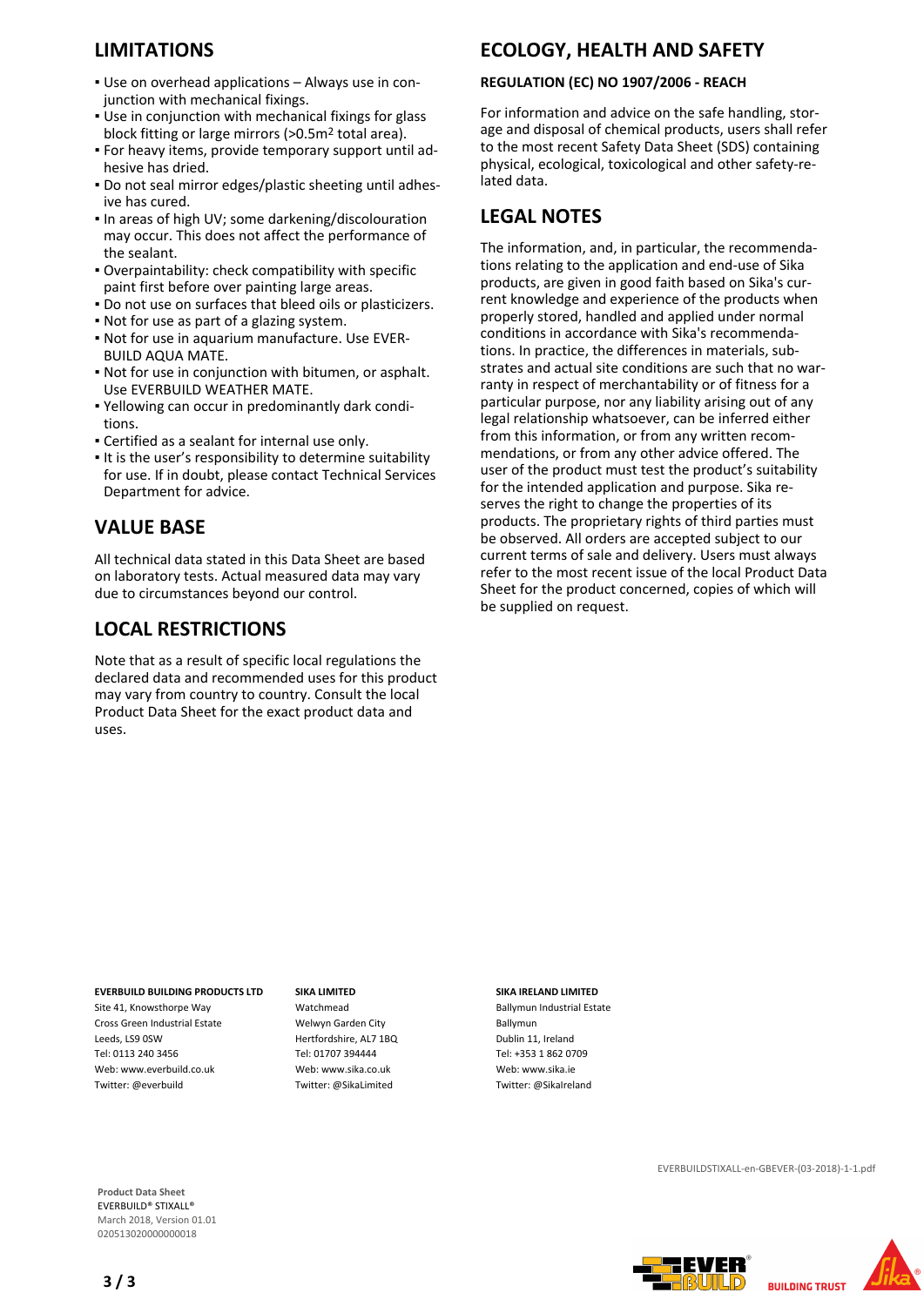## LIMITATIONS

- Use on overhead applications – Always use in conjunction with mechanical fixings.
- Use in conjunction with mechanical fixings for glass block fitting or large mirrors (>0.5m² total area).
- For heavy items, provide temporary support until adhesive has dried.
- Do not seal mirror edges/plastic sheeting until adhesive has cured.
- In areas of high UV; some darkening/discolouration may occur. This does not affect the performance of the sealant.
- Overpaintability: check compatibility with specific paint first before over painting large areas.
- Do not use on surfaces that bleed oils or plasticizers.
- Not for use as part of a glazing system.
- Not for use in aquarium manufacture. Use EVERBUILD AQUA MATE.
- Not for use in conjunction with bitumen, or asphalt. Use EVERBUILD WEATHER MATE.
- Yellowing can occur in predominantly dark conditions.
- Certified as a sealant for internal use only.
- It is the user's responsibility to determine suitability for use. If in doubt, please contact Technical Services Department for advice.

## VALUE BASE

All technical data stated in this Data Sheet are based on laboratory tests. Actual measured data may vary due to circumstances beyond our control.

## LOCAL RESTRICTIONS

Note that as a result of specific local regulations the declared data and recommended uses for this product may vary from country to country. Consult the local Product Data Sheet for the exact product data and uses.

## ECOLOGY, HEALTH AND SAFETY

**REGULATION (EC) NO 1907/2006 - REACH**

For information and advice on the safe handling, storage and disposal of chemical products, users shall refer to the most recent Safety Data Sheet (SDS) containing physical, ecological, toxicological and other safety-related data.

## LEGAL NOTES

The information, and, in particular, the recommendations relating to the application and end-use of Sika products, are given in good faith based on Sika's current knowledge and experience of the products when properly stored, handled and applied under normal conditions in accordance with Sika's recommendations. In practice, the differences in materials, substrates and actual site conditions are such that no warranty in respect of merchantability or of fitness for a particular purpose, nor any liability arising out of any legal relationship whatsoever, can be inferred either from this information, or from any written recommendations, or from any other advice offered. The user of the product must test the product's suitability for the intended application and purpose. Sika reserves the right to change the properties of its products. The proprietary rights of third parties must be observed. All orders are accepted subject to our current terms of sale and delivery. Users must always refer to the most recent issue of the local Product Data Sheet for the product concerned, copies of which will be supplied on request.

**EVERBUILD BUILDING PRODUCTS LTD**
Site 41, Knowsthorpe Way
Cross Green Industrial Estate
Leeds, LS9 0SW
Tel: 0113 240 3456
Web: www.everbuild.co.uk
Twitter: @everbuild

**SIKA LIMITED**
Watchmead
Welwyn Garden City
Hertfordshire, AL7 1BQ
Tel: 01707 394444
Web: www.sika.co.uk
Twitter: @SikaLimited

**SIKA IRELAND LIMITED**
Ballymun Industrial Estate
Ballymun
Dublin 11, Ireland
Tel: +353 1 862 0709
Web: www.sika.ie
Twitter: @SikaIreland

EVERBUILDSTIXALL-en-GBEVER-(03-2018)-1-1.pdf

**Product Data Sheet**
EVERBUILD® STIXALL®
March 2018, Version 01.01
020513020000000018